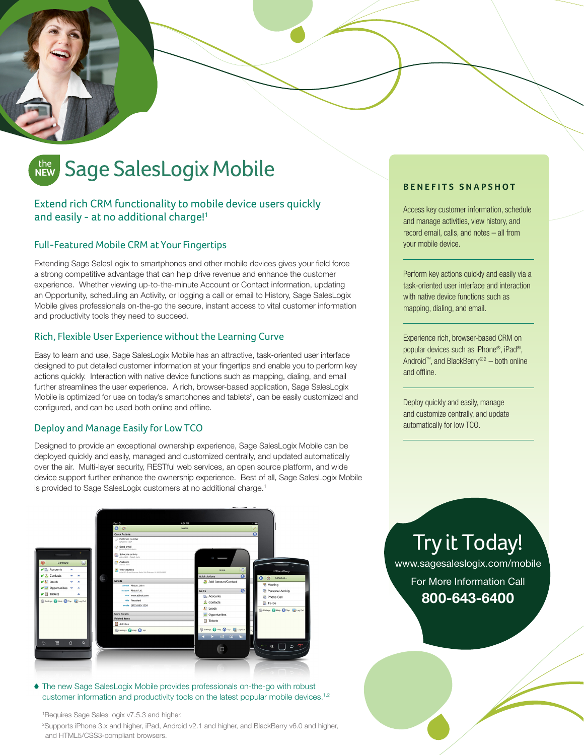# the NEW Sage SalesLogix Mobile

## Extend rich CRM functionality to mobile device users quickly and easily - at no additional charge![1]

### Full-Featured Mobile CRM at Your Fingertips

Extending Sage SalesLogix to smartphones and other mobile devices gives your field force a strong competitive advantage that can help drive revenue and enhance the customer experience. Whether viewing up-to-the-minute Account or Contact information, updating an Opportunity, scheduling an Activity, or logging a call or email to History, Sage SalesLogix Mobile gives professionals on-the-go the secure, instant access to vital customer information and productivity tools they need to succeed.

### Rich, Flexible User Experience without the Learning Curve

Easy to learn and use, Sage SalesLogix Mobile has an attractive, task-oriented user interface designed to put detailed customer information at your fingertips and enable you to perform key actions quickly. Interaction with native device functions such as mapping, dialing, and email further streamlines the user experience. A rich, browser-based application, Sage SalesLogix Mobile is optimized for use on today's smartphones and tablets[2], can be easily customized and configured, and can be used both online and offline.

### Deploy and Manage Easily for Low TCO

Designed to provide an exceptional ownership experience, Sage SalesLogix Mobile can be deployed quickly and easily, managed and customized centrally, and updated automatically over the air. Multi-layer security, RESTful web services, an open source platform, and wide device support further enhance the ownership experience. Best of all, Sage SalesLogix Mobile is provided to Sage SalesLogix customers at no additional charge.[1]

- The new Sage SalesLogix Mobile provides professionals on-the-go with robust customer information and productivity tools on the latest popular mobile devices.[1,2]

[1]Requires Sage SalesLogix v7.5.3 and higher.

[2]Supports iPhone 3.x and higher, iPad, Android v2.1 and higher, and BlackBerry v6.0 and higher, and HTML5/CSS3-compliant browsers.

## BENEFITS SNAPSHOT

Access key customer information, schedule and manage activities, view history, and record email, calls, and notes – all from your mobile device.

Perform key actions quickly and easily via a task-oriented user interface and interaction with native device functions such as mapping, dialing, and email.

Experience rich, browser-based CRM on popular devices such as iPhone®, iPad®, Android™, and BlackBerry®[2] – both online and offline.

Deploy quickly and easily, manage and customize centrally, and update automatically for low TCO.

## Try it Today!

www.sagesaleslogix.com/mobile

For More Information Call

**800-643-6400**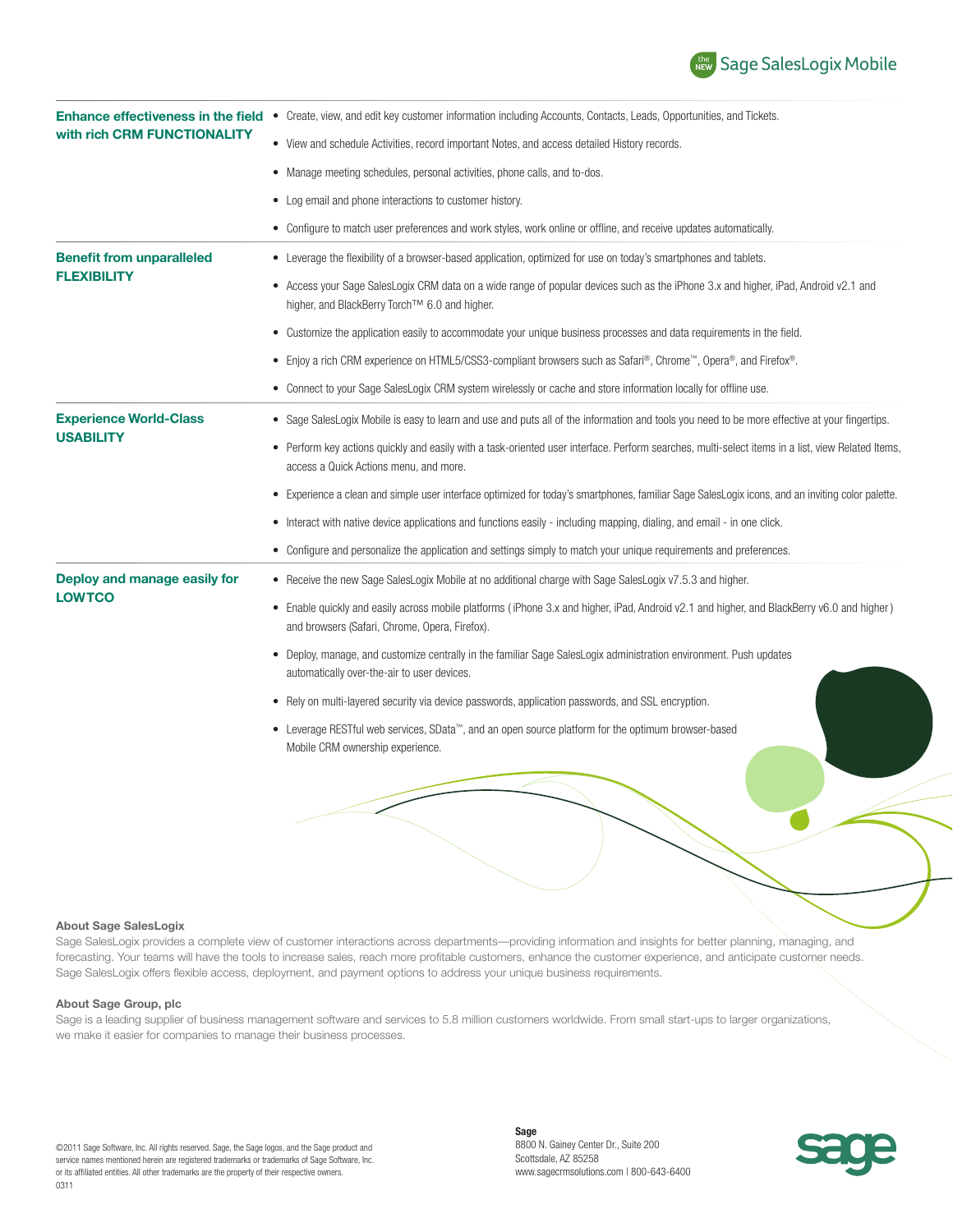## Enhance effectiveness in the field with rich CRM FUNCTIONALITY

- Create, view, and edit key customer information including Accounts, Contacts, Leads, Opportunities, and Tickets.
- View and schedule Activities, record important Notes, and access detailed History records.
- Manage meeting schedules, personal activities, phone calls, and to-dos.
- Log email and phone interactions to customer history.
- Configure to match user preferences and work styles, work online or offline, and receive updates automatically.

## Benefit from unparalleled FLEXIBILITY

- Leverage the flexibility of a browser-based application, optimized for use on today's smartphones and tablets.
- Access your Sage SalesLogix CRM data on a wide range of popular devices such as the iPhone 3.x and higher, iPad, Android v2.1 and higher, and BlackBerry Torch™ 6.0 and higher.
- Customize the application easily to accommodate your unique business processes and data requirements in the field.
- Enjoy a rich CRM experience on HTML5/CSS3-compliant browsers such as Safari®, Chrome™, Opera®, and Firefox®.
- Connect to your Sage SalesLogix CRM system wirelessly or cache and store information locally for offline use.

## Experience World-Class USABILITY

- Sage SalesLogix Mobile is easy to learn and use and puts all of the information and tools you need to be more effective at your fingertips.
- Perform key actions quickly and easily with a task-oriented user interface. Perform searches, multi-select items in a list, view Related Items, access a Quick Actions menu, and more.
- Experience a clean and simple user interface optimized for today's smartphones, familiar Sage SalesLogix icons, and an inviting color palette.
- Interact with native device applications and functions easily - including mapping, dialing, and email - in one click.
- Configure and personalize the application and settings simply to match your unique requirements and preferences.

## Deploy and manage easily for LOWTCO

- Receive the new Sage SalesLogix Mobile at no additional charge with Sage SalesLogix v7.5.3 and higher.
- Enable quickly and easily across mobile platforms ( iPhone 3.x and higher, iPad, Android v2.1 and higher, and BlackBerry v6.0 and higher ) and browsers (Safari, Chrome, Opera, Firefox).
- Deploy, manage, and customize centrally in the familiar Sage SalesLogix administration environment. Push updates automatically over-the-air to user devices.
- Rely on multi-layered security via device passwords, application passwords, and SSL encryption.
- Leverage RESTful web services, SData™, and an open source platform for the optimum browser-based Mobile CRM ownership experience.

**About Sage SalesLogix**

Sage SalesLogix provides a complete view of customer interactions across departments—providing information and insights for better planning, managing, and forecasting. Your teams will have the tools to increase sales, reach more profitable customers, enhance the customer experience, and anticipate customer needs. Sage SalesLogix offers flexible access, deployment, and payment options to address your unique business requirements.

**About Sage Group, plc**

Sage is a leading supplier of business management software and services to 5.8 million customers worldwide. From small start-ups to larger organizations, we make it easier for companies to manage their business processes.

©2011 Sage Software, Inc. All rights reserved. Sage, the Sage logos, and the Sage product and service names mentioned herein are registered trademarks or trademarks of Sage Software, Inc. or its affiliated entities. All other trademarks are the property of their respective owners.
0311

**Sage**
8800 N. Gainey Center Dr., Suite 200
Scottsdale, AZ 85258
www.sagecrmsolutions.com | 800-643-6400